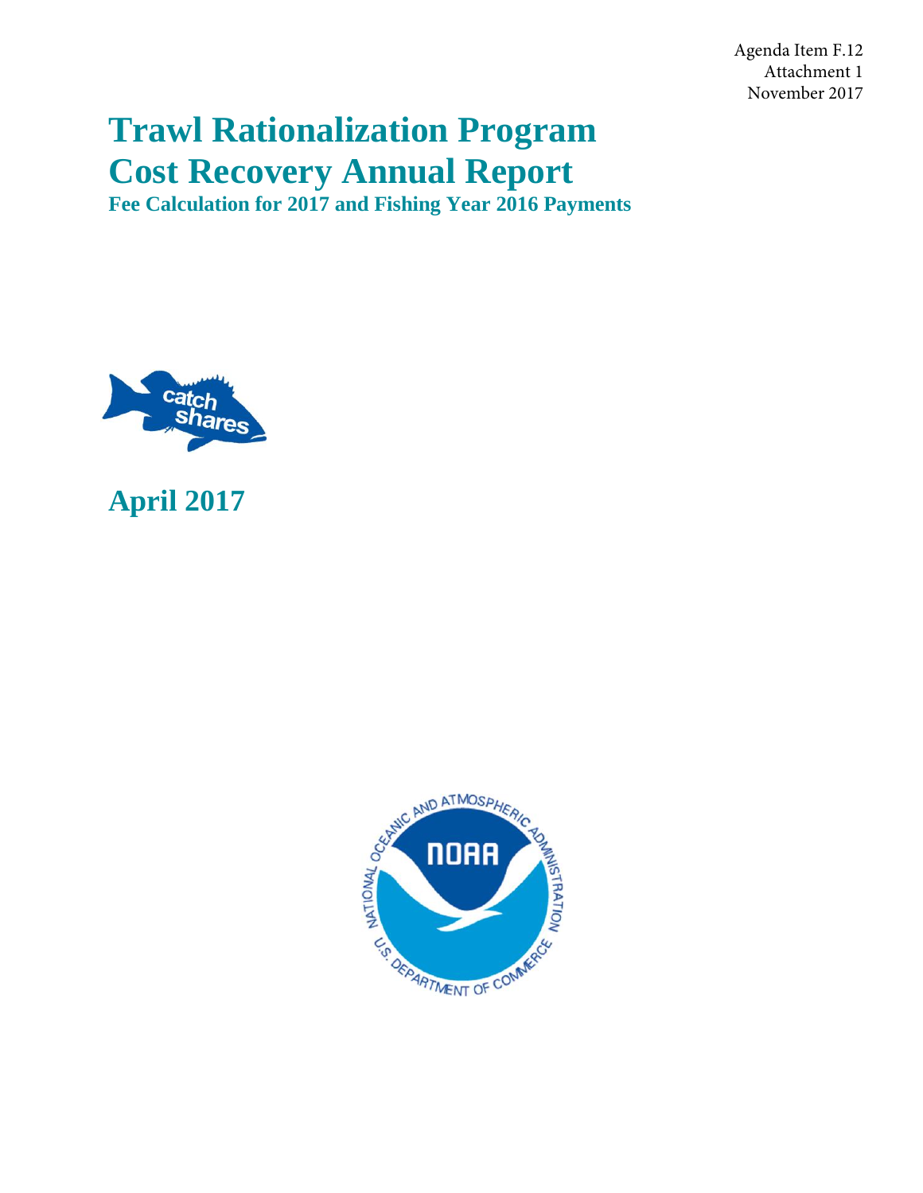Agenda Item F.12
Attachment 1
November 2017

# Trawl Rationalization Program Cost Recovery Annual Report

### Fee Calculation for 2017 and Fishing Year 2016 Payments

## April 2017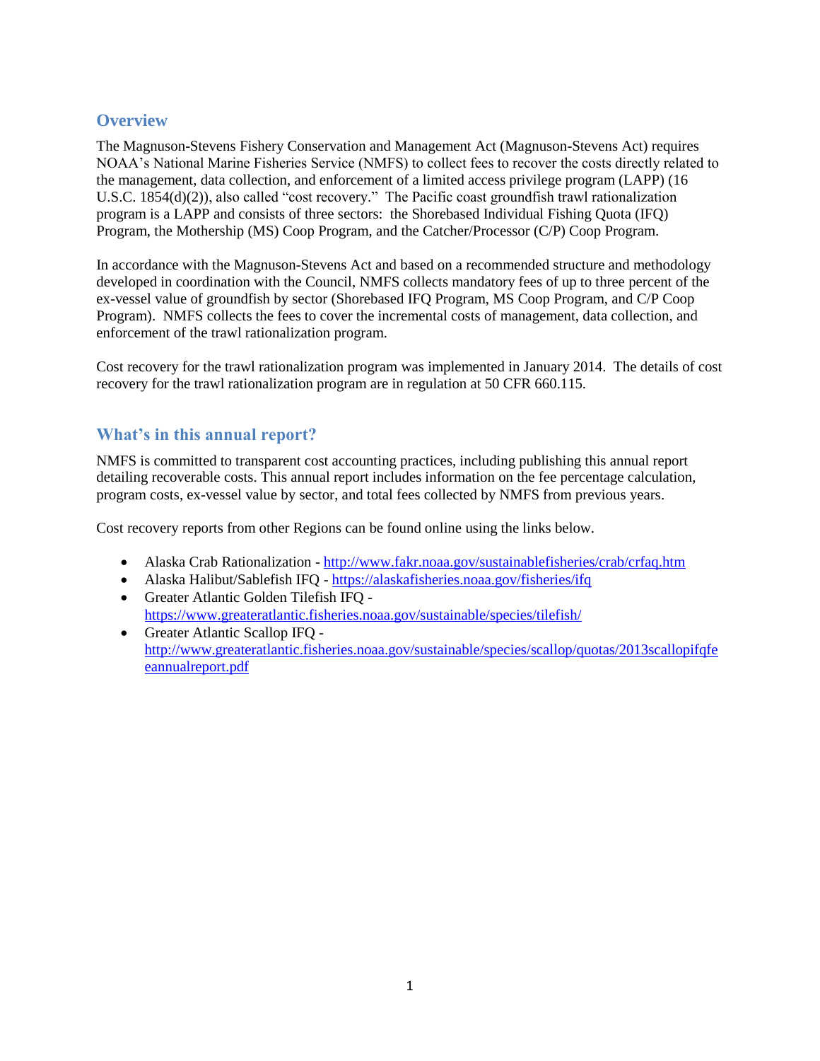## Overview

The Magnuson-Stevens Fishery Conservation and Management Act (Magnuson-Stevens Act) requires NOAA's National Marine Fisheries Service (NMFS) to collect fees to recover the costs directly related to the management, data collection, and enforcement of a limited access privilege program (LAPP) (16 U.S.C. 1854(d)(2)), also called "cost recovery." The Pacific coast groundfish trawl rationalization program is a LAPP and consists of three sectors: the Shorebased Individual Fishing Quota (IFQ) Program, the Mothership (MS) Coop Program, and the Catcher/Processor (C/P) Coop Program.

In accordance with the Magnuson-Stevens Act and based on a recommended structure and methodology developed in coordination with the Council, NMFS collects mandatory fees of up to three percent of the ex-vessel value of groundfish by sector (Shorebased IFQ Program, MS Coop Program, and C/P Coop Program). NMFS collects the fees to cover the incremental costs of management, data collection, and enforcement of the trawl rationalization program.

Cost recovery for the trawl rationalization program was implemented in January 2014. The details of cost recovery for the trawl rationalization program are in regulation at 50 CFR 660.115.

## What's in this annual report?

NMFS is committed to transparent cost accounting practices, including publishing this annual report detailing recoverable costs. This annual report includes information on the fee percentage calculation, program costs, ex-vessel value by sector, and total fees collected by NMFS from previous years.

Cost recovery reports from other Regions can be found online using the links below.

- Alaska Crab Rationalization - http://www.fakr.noaa.gov/sustainablefisheries/crab/crfaq.htm
- Alaska Halibut/Sablefish IFQ - https://alaskafisheries.noaa.gov/fisheries/ifq
- Greater Atlantic Golden Tilefish IFQ - https://www.greateratlantic.fisheries.noaa.gov/sustainable/species/tilefish/
- Greater Atlantic Scallop IFQ - http://www.greateratlantic.fisheries.noaa.gov/sustainable/species/scallop/quotas/2013scallopifqfeeannualreport.pdf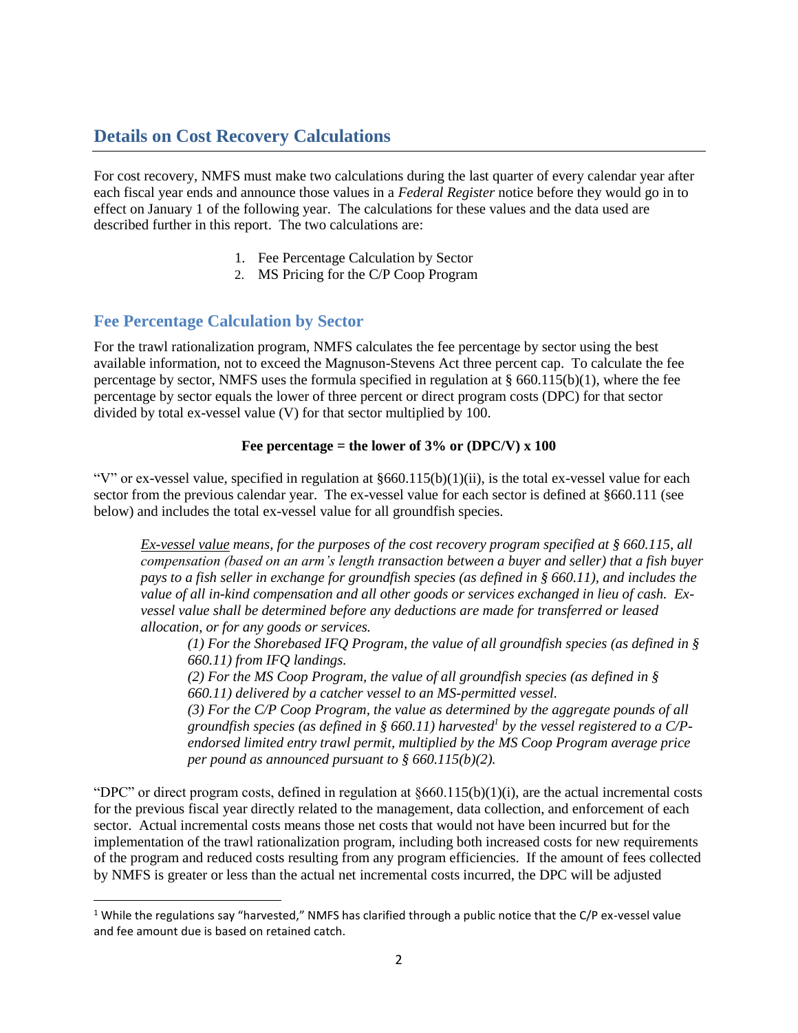## Details on Cost Recovery Calculations

For cost recovery, NMFS must make two calculations during the last quarter of every calendar year after each fiscal year ends and announce those values in a *Federal Register* notice before they would go in to effect on January 1 of the following year. The calculations for these values and the data used are described further in this report. The two calculations are:

1. Fee Percentage Calculation by Sector
2. MS Pricing for the C/P Coop Program

### Fee Percentage Calculation by Sector

For the trawl rationalization program, NMFS calculates the fee percentage by sector using the best available information, not to exceed the Magnuson-Stevens Act three percent cap. To calculate the fee percentage by sector, NMFS uses the formula specified in regulation at § 660.115(b)(1), where the fee percentage by sector equals the lower of three percent or direct program costs (DPC) for that sector divided by total ex-vessel value (V) for that sector multiplied by 100.

**Fee percentage = the lower of 3% or (DPC/V) x 100**

"V" or ex-vessel value, specified in regulation at §660.115(b)(1)(ii), is the total ex-vessel value for each sector from the previous calendar year. The ex-vessel value for each sector is defined at §660.111 (see below) and includes the total ex-vessel value for all groundfish species.

> *Ex-vessel value means, for the purposes of the cost recovery program specified at § 660.115, all compensation (based on an arm's length transaction between a buyer and seller) that a fish buyer pays to a fish seller in exchange for groundfish species (as defined in § 660.11), and includes the value of all in-kind compensation and all other goods or services exchanged in lieu of cash. Ex-vessel value shall be determined before any deductions are made for transferred or leased allocation, or for any goods or services.*
>
> > *(1) For the Shorebased IFQ Program, the value of all groundfish species (as defined in § 660.11) from IFQ landings.*
> >
> > *(2) For the MS Coop Program, the value of all groundfish species (as defined in § 660.11) delivered by a catcher vessel to an MS-permitted vessel.*
> >
> > *(3) For the C/P Coop Program, the value as determined by the aggregate pounds of all groundfish species (as defined in § 660.11) harvested[1] by the vessel registered to a C/P-endorsed limited entry trawl permit, multiplied by the MS Coop Program average price per pound as announced pursuant to § 660.115(b)(2).*

"DPC" or direct program costs, defined in regulation at §660.115(b)(1)(i), are the actual incremental costs for the previous fiscal year directly related to the management, data collection, and enforcement of each sector. Actual incremental costs means those net costs that would not have been incurred but for the implementation of the trawl rationalization program, including both increased costs for new requirements of the program and reduced costs resulting from any program efficiencies. If the amount of fees collected by NMFS is greater or less than the actual net incremental costs incurred, the DPC will be adjusted

[1] While the regulations say "harvested," NMFS has clarified through a public notice that the C/P ex-vessel value and fee amount due is based on retained catch.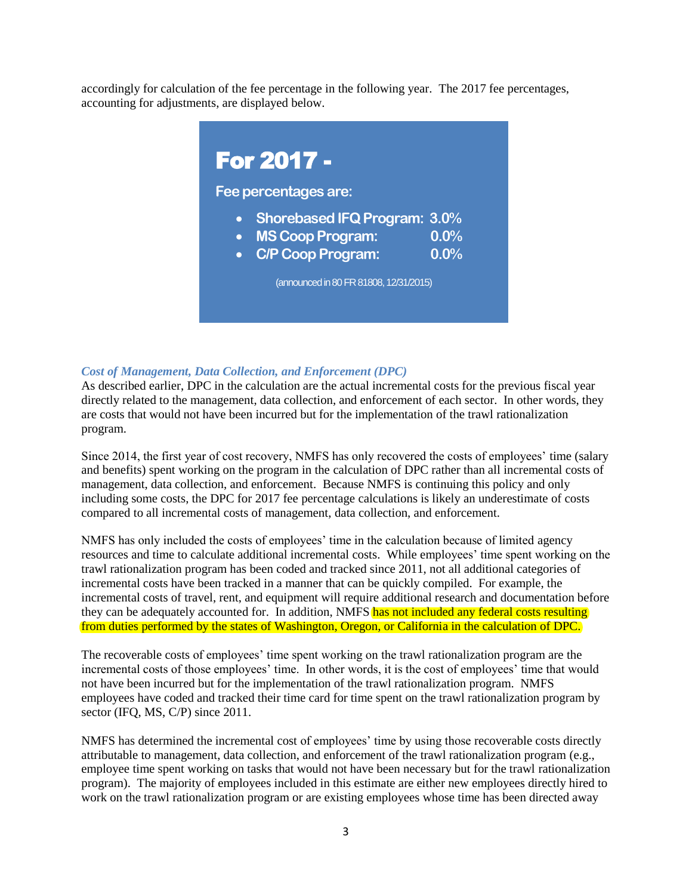accordingly for calculation of the fee percentage in the following year. The 2017 fee percentages, accounting for adjustments, are displayed below.

**For 2017 -**

Fee percentages are:

- Shorebased IFQ Program: 3.0%
- MS Coop Program: 0.0%
- C/P Coop Program: 0.0%

(announced in 80 FR 81808, 12/31/2015)

### *Cost of Management, Data Collection, and Enforcement (DPC)*

As described earlier, DPC in the calculation are the actual incremental costs for the previous fiscal year directly related to the management, data collection, and enforcement of each sector. In other words, they are costs that would not have been incurred but for the implementation of the trawl rationalization program.

Since 2014, the first year of cost recovery, NMFS has only recovered the costs of employees' time (salary and benefits) spent working on the program in the calculation of DPC rather than all incremental costs of management, data collection, and enforcement. Because NMFS is continuing this policy and only including some costs, the DPC for 2017 fee percentage calculations is likely an underestimate of costs compared to all incremental costs of management, data collection, and enforcement.

NMFS has only included the costs of employees' time in the calculation because of limited agency resources and time to calculate additional incremental costs. While employees' time spent working on the trawl rationalization program has been coded and tracked since 2011, not all additional categories of incremental costs have been tracked in a manner that can be quickly compiled. For example, the incremental costs of travel, rent, and equipment will require additional research and documentation before they can be adequately accounted for. In addition, NMFS has not included any federal costs resulting from duties performed by the states of Washington, Oregon, or California in the calculation of DPC.

The recoverable costs of employees' time spent working on the trawl rationalization program are the incremental costs of those employees' time. In other words, it is the cost of employees' time that would not have been incurred but for the implementation of the trawl rationalization program. NMFS employees have coded and tracked their time card for time spent on the trawl rationalization program by sector (IFQ, MS, C/P) since 2011.

NMFS has determined the incremental cost of employees' time by using those recoverable costs directly attributable to management, data collection, and enforcement of the trawl rationalization program (e.g., employee time spent working on tasks that would not have been necessary but for the trawl rationalization program). The majority of employees included in this estimate are either new employees directly hired to work on the trawl rationalization program or are existing employees whose time has been directed away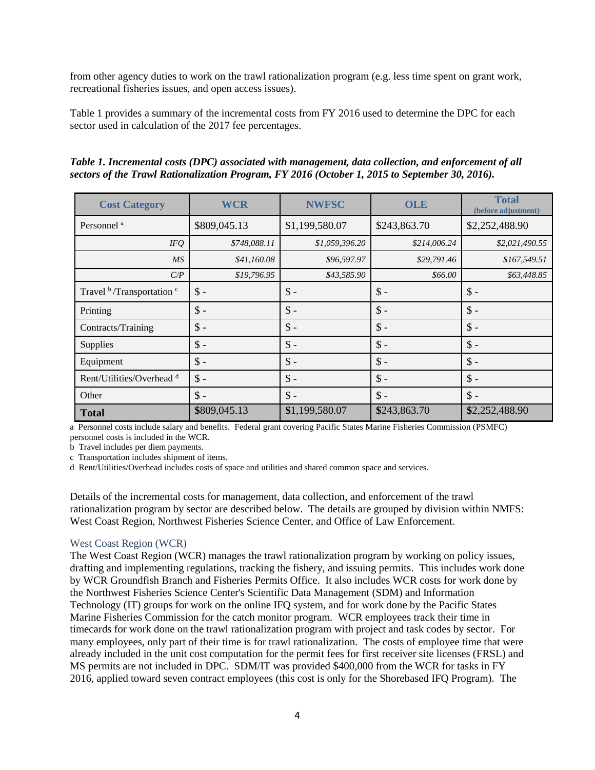from other agency duties to work on the trawl rationalization program (e.g. less time spent on grant work, recreational fisheries issues, and open access issues).

Table 1 provides a summary of the incremental costs from FY 2016 used to determine the DPC for each sector used in calculation of the 2017 fee percentages.

***Table 1. Incremental costs (DPC) associated with management, data collection, and enforcement of all sectors of the Trawl Rationalization Program, FY 2016 (October 1, 2015 to September 30, 2016).***

| Cost Category | WCR | NWFSC | OLE | Total (before adjustment) |
|---|---|---|---|---|
| Personnel [a] | $809,045.13 | $1,199,580.07 | $243,863.70 | $2,252,488.90 |
| *IFQ* | *$748,088.11* | *$1,059,396.20* | *$214,006.24* | *$2,021,490.55* |
| *MS* | *$41,160.08* | *$96,597.97* | *$29,791.46* | *$167,549.51* |
| *C/P* | *$19,796.95* | *$43,585.90* | *$66.00* | *$63,448.85* |
| Travel [b]/Transportation [c] | $ - | $ - | $ - | $ - |
| Printing | $ - | $ - | $ - | $ - |
| Contracts/Training | $ - | $ - | $ - | $ - |
| Supplies | $ - | $ - | $ - | $ - |
| Equipment | $ - | $ - | $ - | $ - |
| Rent/Utilities/Overhead [d] | $ - | $ - | $ - | $ - |
| Other | $ - | $ - | $ - | $ - |
| **Total** | $809,045.13 | $1,199,580.07 | $243,863.70 | $2,252,488.90 |

a Personnel costs include salary and benefits. Federal grant covering Pacific States Marine Fisheries Commission (PSMFC) personnel costs is included in the WCR.
b Travel includes per diem payments.
c Transportation includes shipment of items.
d Rent/Utilities/Overhead includes costs of space and utilities and shared common space and services.

Details of the incremental costs for management, data collection, and enforcement of the trawl rationalization program by sector are described below. The details are grouped by division within NMFS: West Coast Region, Northwest Fisheries Science Center, and Office of Law Enforcement.

### West Coast Region (WCR)

The West Coast Region (WCR) manages the trawl rationalization program by working on policy issues, drafting and implementing regulations, tracking the fishery, and issuing permits. This includes work done by WCR Groundfish Branch and Fisheries Permits Office. It also includes WCR costs for work done by the Northwest Fisheries Science Center's Scientific Data Management (SDM) and Information Technology (IT) groups for work on the online IFQ system, and for work done by the Pacific States Marine Fisheries Commission for the catch monitor program. WCR employees track their time in timecards for work done on the trawl rationalization program with project and task codes by sector. For many employees, only part of their time is for trawl rationalization. The costs of employee time that were already included in the unit cost computation for the permit fees for first receiver site licenses (FRSL) and MS permits are not included in DPC. SDM/IT was provided $400,000 from the WCR for tasks in FY 2016, applied toward seven contract employees (this cost is only for the Shorebased IFQ Program). The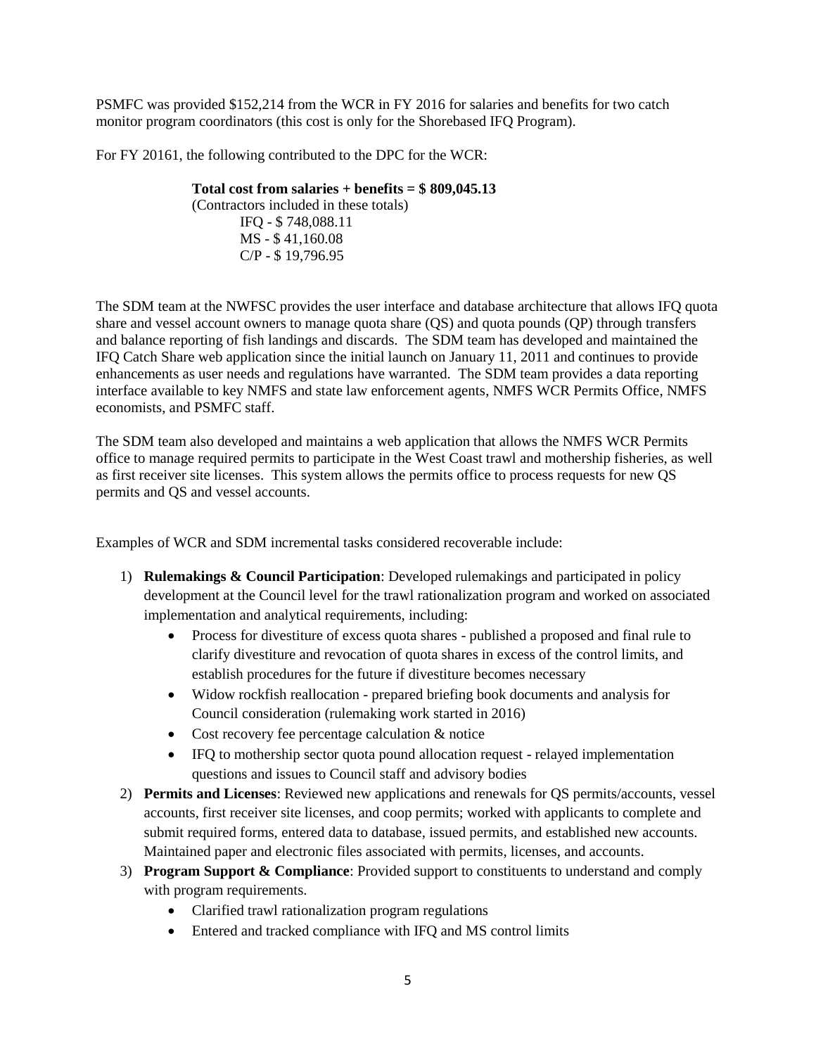PSMFC was provided $152,214 from the WCR in FY 2016 for salaries and benefits for two catch monitor program coordinators (this cost is only for the Shorebased IFQ Program).

For FY 2016[1], the following contributed to the DPC for the WCR:

**Total cost from salaries + benefits = $ 809,045.13**
(Contractors included in these totals)
IFQ - $ 748,088.11
MS - $ 41,160.08
C/P - $ 19,796.95

The SDM team at the NWFSC provides the user interface and database architecture that allows IFQ quota share and vessel account owners to manage quota share (QS) and quota pounds (QP) through transfers and balance reporting of fish landings and discards. The SDM team has developed and maintained the IFQ Catch Share web application since the initial launch on January 11, 2011 and continues to provide enhancements as user needs and regulations have warranted. The SDM team provides a data reporting interface available to key NMFS and state law enforcement agents, NMFS WCR Permits Office, NMFS economists, and PSMFC staff.

The SDM team also developed and maintains a web application that allows the NMFS WCR Permits office to manage required permits to participate in the West Coast trawl and mothership fisheries, as well as first receiver site licenses. This system allows the permits office to process requests for new QS permits and QS and vessel accounts.

Examples of WCR and SDM incremental tasks considered recoverable include:

1) **Rulemakings & Council Participation**: Developed rulemakings and participated in policy development at the Council level for the trawl rationalization program and worked on associated implementation and analytical requirements, including:
   - Process for divestiture of excess quota shares - published a proposed and final rule to clarify divestiture and revocation of quota shares in excess of the control limits, and establish procedures for the future if divestiture becomes necessary
   - Widow rockfish reallocation - prepared briefing book documents and analysis for Council consideration (rulemaking work started in 2016)
   - Cost recovery fee percentage calculation & notice
   - IFQ to mothership sector quota pound allocation request - relayed implementation questions and issues to Council staff and advisory bodies
2) **Permits and Licenses**: Reviewed new applications and renewals for QS permits/accounts, vessel accounts, first receiver site licenses, and coop permits; worked with applicants to complete and submit required forms, entered data to database, issued permits, and established new accounts. Maintained paper and electronic files associated with permits, licenses, and accounts.
3) **Program Support & Compliance**: Provided support to constituents to understand and comply with program requirements.
   - Clarified trawl rationalization program regulations
   - Entered and tracked compliance with IFQ and MS control limits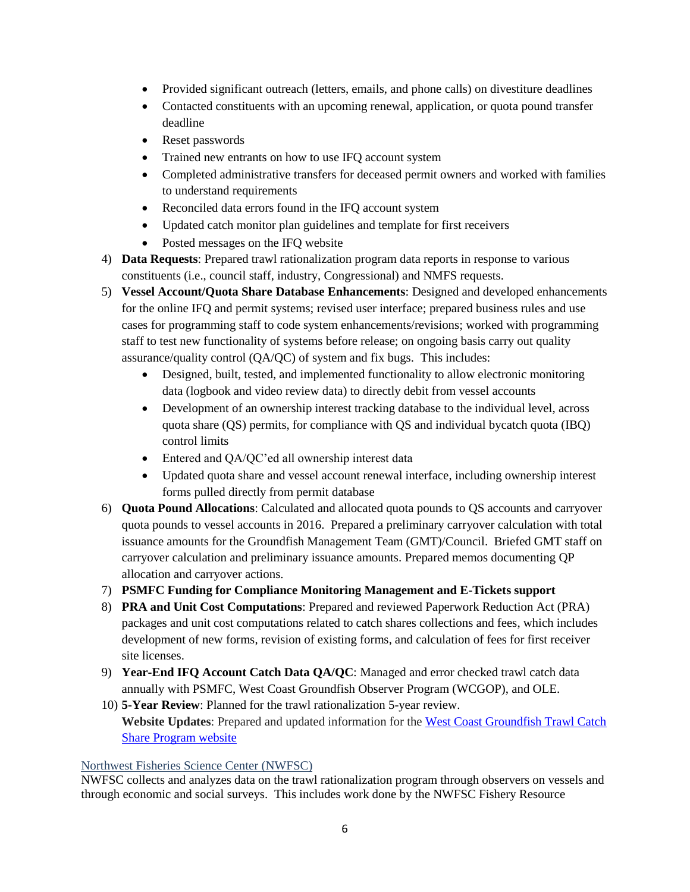- Provided significant outreach (letters, emails, and phone calls) on divestiture deadlines
- Contacted constituents with an upcoming renewal, application, or quota pound transfer deadline
- Reset passwords
- Trained new entrants on how to use IFQ account system
- Completed administrative transfers for deceased permit owners and worked with families to understand requirements
- Reconciled data errors found in the IFQ account system
- Updated catch monitor plan guidelines and template for first receivers
- Posted messages on the IFQ website

4) **Data Requests**: Prepared trawl rationalization program data reports in response to various constituents (i.e., council staff, industry, Congressional) and NMFS requests.
5) **Vessel Account/Quota Share Database Enhancements**: Designed and developed enhancements for the online IFQ and permit systems; revised user interface; prepared business rules and use cases for programming staff to code system enhancements/revisions; worked with programming staff to test new functionality of systems before release; on ongoing basis carry out quality assurance/quality control (QA/QC) of system and fix bugs. This includes:
   - Designed, built, tested, and implemented functionality to allow electronic monitoring data (logbook and video review data) to directly debit from vessel accounts
   - Development of an ownership interest tracking database to the individual level, across quota share (QS) permits, for compliance with QS and individual bycatch quota (IBQ) control limits
   - Entered and QA/QC'ed all ownership interest data
   - Updated quota share and vessel account renewal interface, including ownership interest forms pulled directly from permit database
6) **Quota Pound Allocations**: Calculated and allocated quota pounds to QS accounts and carryover quota pounds to vessel accounts in 2016. Prepared a preliminary carryover calculation with total issuance amounts for the Groundfish Management Team (GMT)/Council. Briefed GMT staff on carryover calculation and preliminary issuance amounts. Prepared memos documenting QP allocation and carryover actions.
7) **PSMFC Funding for Compliance Monitoring Management and E-Tickets support**
8) **PRA and Unit Cost Computations**: Prepared and reviewed Paperwork Reduction Act (PRA) packages and unit cost computations related to catch shares collections and fees, which includes development of new forms, revision of existing forms, and calculation of fees for first receiver site licenses.
9) **Year-End IFQ Account Catch Data QA/QC**: Managed and error checked trawl catch data annually with PSMFC, West Coast Groundfish Observer Program (WCGOP), and OLE.
10) **5-Year Review**: Planned for the trawl rationalization 5-year review.
    **Website Updates**: Prepared and updated information for the [West Coast Groundfish Trawl Catch Share Program website]()

### Northwest Fisheries Science Center (NWFSC)

NWFSC collects and analyzes data on the trawl rationalization program through observers on vessels and through economic and social surveys. This includes work done by the NWFSC Fishery Resource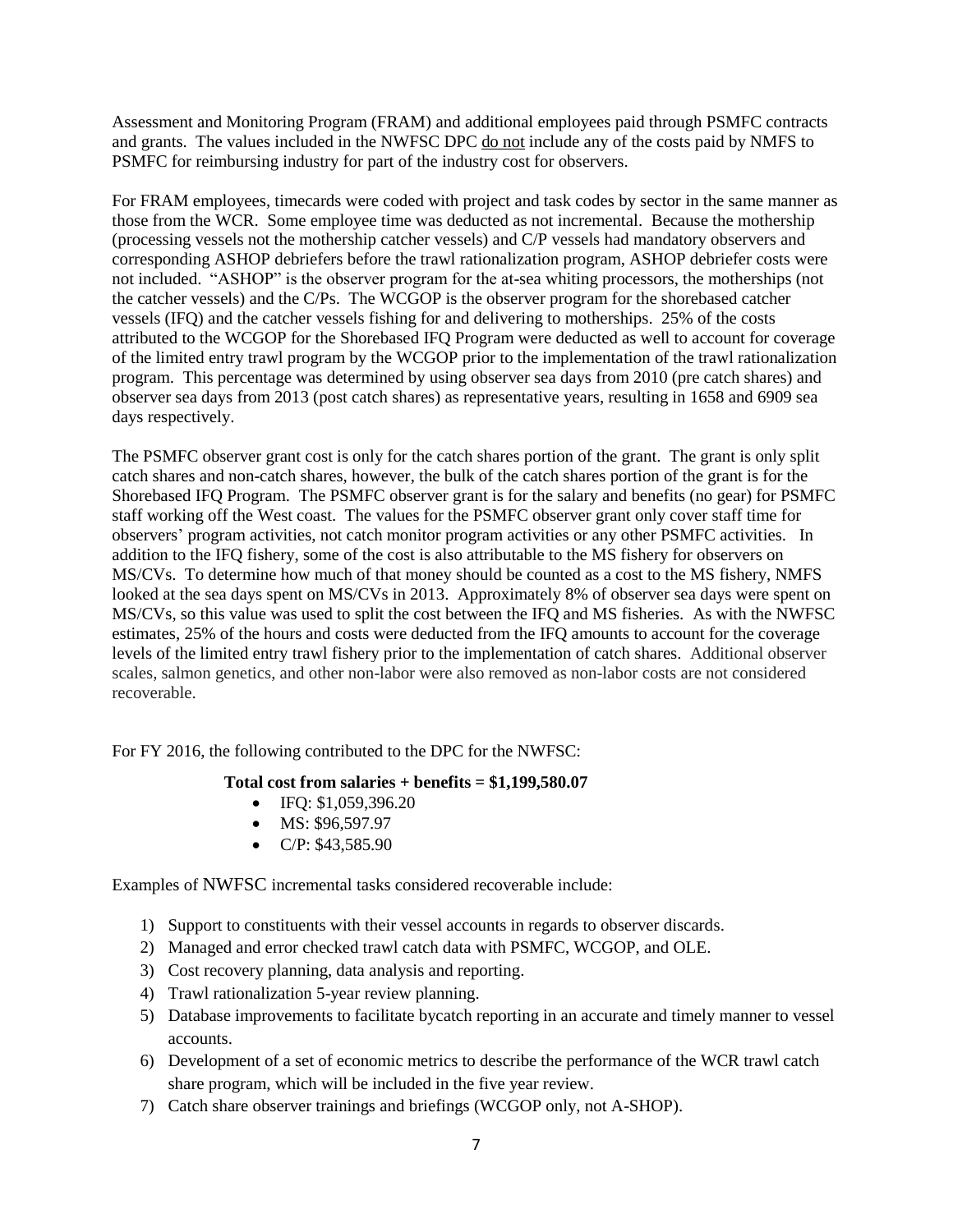Assessment and Monitoring Program (FRAM) and additional employees paid through PSMFC contracts and grants. The values included in the NWFSC DPC do not include any of the costs paid by NMFS to PSMFC for reimbursing industry for part of the industry cost for observers.

For FRAM employees, timecards were coded with project and task codes by sector in the same manner as those from the WCR. Some employee time was deducted as not incremental. Because the mothership (processing vessels not the mothership catcher vessels) and C/P vessels had mandatory observers and corresponding ASHOP debriefers before the trawl rationalization program, ASHOP debriefer costs were not included. "ASHOP" is the observer program for the at-sea whiting processors, the motherships (not the catcher vessels) and the C/Ps. The WCGOP is the observer program for the shorebased catcher vessels (IFQ) and the catcher vessels fishing for and delivering to motherships. 25% of the costs attributed to the WCGOP for the Shorebased IFQ Program were deducted as well to account for coverage of the limited entry trawl program by the WCGOP prior to the implementation of the trawl rationalization program. This percentage was determined by using observer sea days from 2010 (pre catch shares) and observer sea days from 2013 (post catch shares) as representative years, resulting in 1658 and 6909 sea days respectively.

The PSMFC observer grant cost is only for the catch shares portion of the grant. The grant is only split catch shares and non-catch shares, however, the bulk of the catch shares portion of the grant is for the Shorebased IFQ Program. The PSMFC observer grant is for the salary and benefits (no gear) for PSMFC staff working off the West coast. The values for the PSMFC observer grant only cover staff time for observers' program activities, not catch monitor program activities or any other PSMFC activities. In addition to the IFQ fishery, some of the cost is also attributable to the MS fishery for observers on MS/CVs. To determine how much of that money should be counted as a cost to the MS fishery, NMFS looked at the sea days spent on MS/CVs in 2013. Approximately 8% of observer sea days were spent on MS/CVs, so this value was used to split the cost between the IFQ and MS fisheries. As with the NWFSC estimates, 25% of the hours and costs were deducted from the IFQ amounts to account for the coverage levels of the limited entry trawl fishery prior to the implementation of catch shares. Additional observer scales, salmon genetics, and other non-labor were also removed as non-labor costs are not considered recoverable.

For FY 2016, the following contributed to the DPC for the NWFSC:

**Total cost from salaries + benefits = $1,199,580.07**

- IFQ: $1,059,396.20
- MS: $96,597.97
- C/P: $43,585.90

Examples of NWFSC incremental tasks considered recoverable include:

1) Support to constituents with their vessel accounts in regards to observer discards.
2) Managed and error checked trawl catch data with PSMFC, WCGOP, and OLE.
3) Cost recovery planning, data analysis and reporting.
4) Trawl rationalization 5-year review planning.
5) Database improvements to facilitate bycatch reporting in an accurate and timely manner to vessel accounts.
6) Development of a set of economic metrics to describe the performance of the WCR trawl catch share program, which will be included in the five year review.
7) Catch share observer trainings and briefings (WCGOP only, not A-SHOP).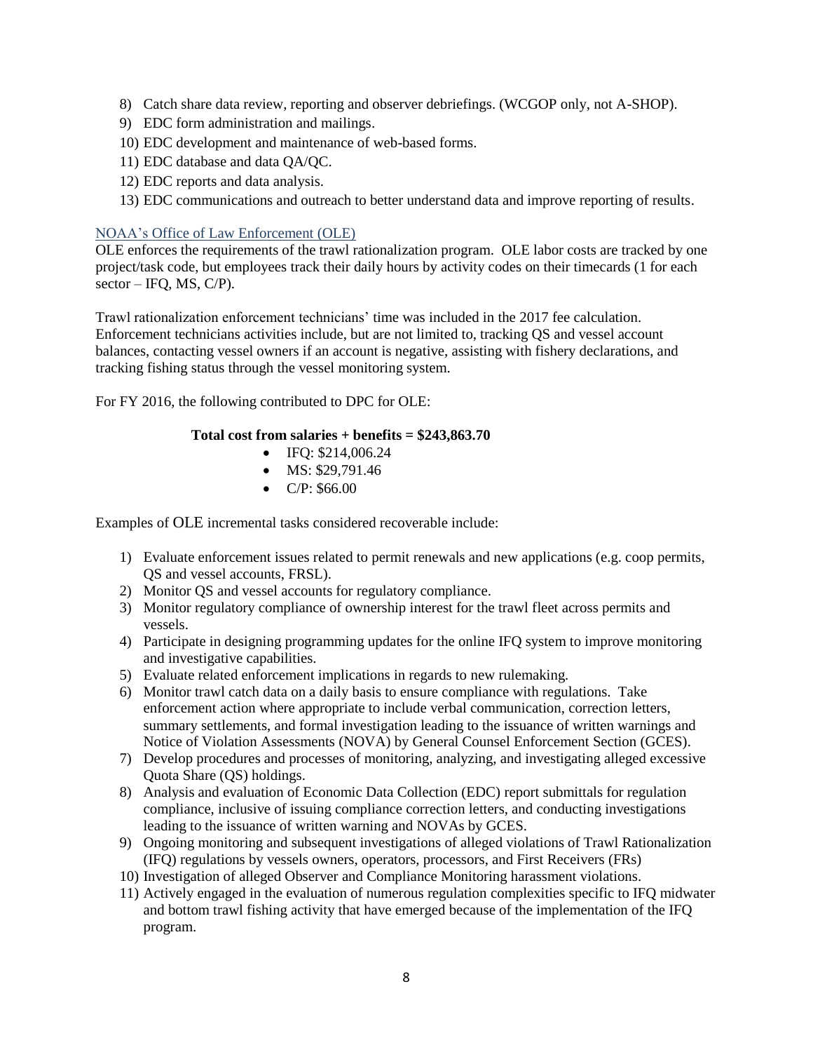8) Catch share data review, reporting and observer debriefings. (WCGOP only, not A-SHOP).
9) EDC form administration and mailings.
10) EDC development and maintenance of web-based forms.
11) EDC database and data QA/QC.
12) EDC reports and data analysis.
13) EDC communications and outreach to better understand data and improve reporting of results.

### NOAA's Office of Law Enforcement (OLE)

OLE enforces the requirements of the trawl rationalization program. OLE labor costs are tracked by one project/task code, but employees track their daily hours by activity codes on their timecards (1 for each sector – IFQ, MS, C/P).

Trawl rationalization enforcement technicians' time was included in the 2017 fee calculation. Enforcement technicians activities include, but are not limited to, tracking QS and vessel account balances, contacting vessel owners if an account is negative, assisting with fishery declarations, and tracking fishing status through the vessel monitoring system.

For FY 2016, the following contributed to DPC for OLE:

**Total cost from salaries + benefits = $243,863.70**

- IFQ: $214,006.24
- MS: $29,791.46
- C/P: $66.00

Examples of OLE incremental tasks considered recoverable include:

1) Evaluate enforcement issues related to permit renewals and new applications (e.g. coop permits, QS and vessel accounts, FRSL).
2) Monitor QS and vessel accounts for regulatory compliance.
3) Monitor regulatory compliance of ownership interest for the trawl fleet across permits and vessels.
4) Participate in designing programming updates for the online IFQ system to improve monitoring and investigative capabilities.
5) Evaluate related enforcement implications in regards to new rulemaking.
6) Monitor trawl catch data on a daily basis to ensure compliance with regulations. Take enforcement action where appropriate to include verbal communication, correction letters, summary settlements, and formal investigation leading to the issuance of written warnings and Notice of Violation Assessments (NOVA) by General Counsel Enforcement Section (GCES).
7) Develop procedures and processes of monitoring, analyzing, and investigating alleged excessive Quota Share (QS) holdings.
8) Analysis and evaluation of Economic Data Collection (EDC) report submittals for regulation compliance, inclusive of issuing compliance correction letters, and conducting investigations leading to the issuance of written warning and NOVAs by GCES.
9) Ongoing monitoring and subsequent investigations of alleged violations of Trawl Rationalization (IFQ) regulations by vessels owners, operators, processors, and First Receivers (FRs)
10) Investigation of alleged Observer and Compliance Monitoring harassment violations.
11) Actively engaged in the evaluation of numerous regulation complexities specific to IFQ midwater and bottom trawl fishing activity that have emerged because of the implementation of the IFQ program.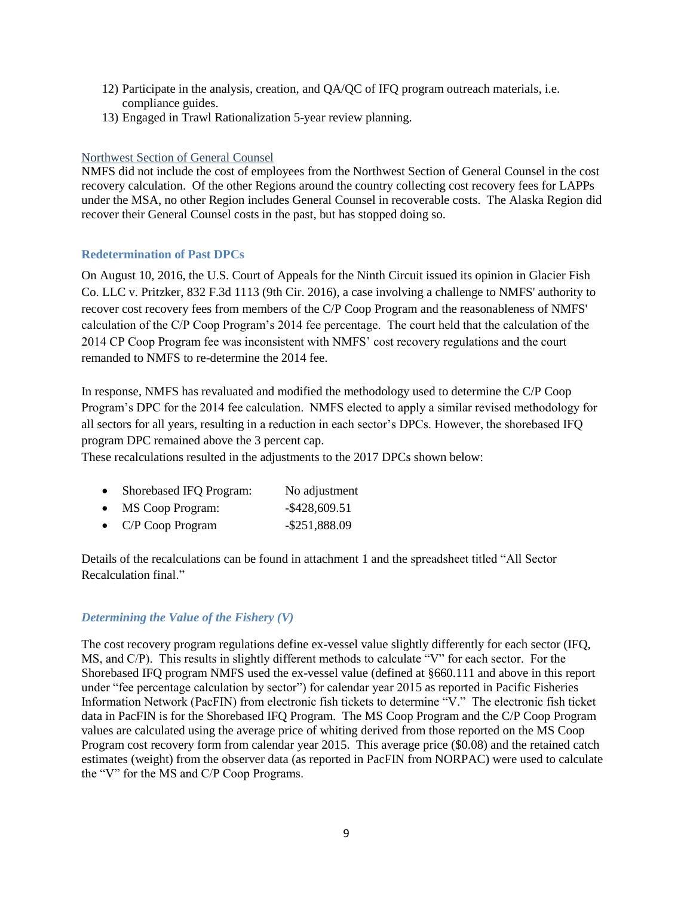12) Participate in the analysis, creation, and QA/QC of IFQ program outreach materials, i.e. compliance guides.
13) Engaged in Trawl Rationalization 5-year review planning.

Northwest Section of General Counsel

NMFS did not include the cost of employees from the Northwest Section of General Counsel in the cost recovery calculation. Of the other Regions around the country collecting cost recovery fees for LAPPs under the MSA, no other Region includes General Counsel in recoverable costs. The Alaska Region did recover their General Counsel costs in the past, but has stopped doing so.

### Redetermination of Past DPCs

On August 10, 2016, the U.S. Court of Appeals for the Ninth Circuit issued its opinion in Glacier Fish Co. LLC v. Pritzker, 832 F.3d 1113 (9th Cir. 2016), a case involving a challenge to NMFS' authority to recover cost recovery fees from members of the C/P Coop Program and the reasonableness of NMFS' calculation of the C/P Coop Program's 2014 fee percentage. The court held that the calculation of the 2014 CP Coop Program fee was inconsistent with NMFS' cost recovery regulations and the court remanded to NMFS to re-determine the 2014 fee.

In response, NMFS has revaluated and modified the methodology used to determine the C/P Coop Program's DPC for the 2014 fee calculation. NMFS elected to apply a similar revised methodology for all sectors for all years, resulting in a reduction in each sector's DPCs. However, the shorebased IFQ program DPC remained above the 3 percent cap.
These recalculations resulted in the adjustments to the 2017 DPCs shown below:

- Shorebased IFQ Program: No adjustment
- MS Coop Program: -$428,609.51
- C/P Coop Program -$251,888.09

Details of the recalculations can be found in attachment 1 and the spreadsheet titled "All Sector Recalculation final."

### *Determining the Value of the Fishery (V)*

The cost recovery program regulations define ex-vessel value slightly differently for each sector (IFQ, MS, and C/P). This results in slightly different methods to calculate "V" for each sector. For the Shorebased IFQ program NMFS used the ex-vessel value (defined at §660.111 and above in this report under "fee percentage calculation by sector") for calendar year 2015 as reported in Pacific Fisheries Information Network (PacFIN) from electronic fish tickets to determine "V." The electronic fish ticket data in PacFIN is for the Shorebased IFQ Program. The MS Coop Program and the C/P Coop Program values are calculated using the average price of whiting derived from those reported on the MS Coop Program cost recovery form from calendar year 2015. This average price ($0.08) and the retained catch estimates (weight) from the observer data (as reported in PacFIN from NORPAC) were used to calculate the "V" for the MS and C/P Coop Programs.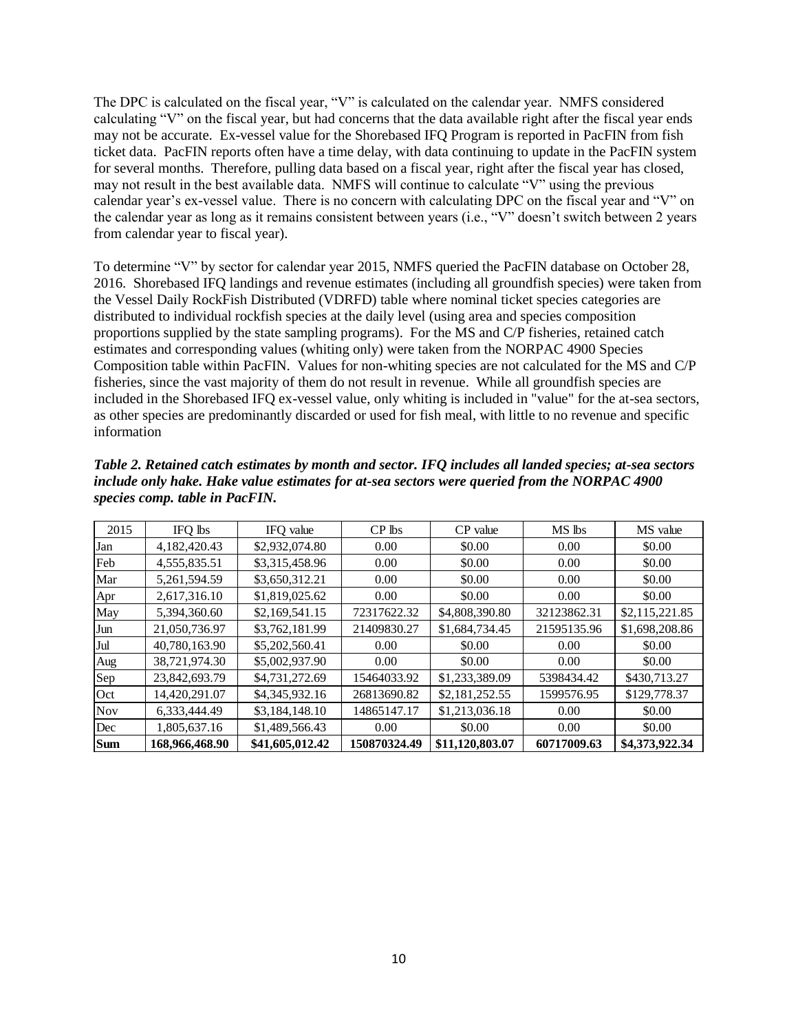The DPC is calculated on the fiscal year, "V" is calculated on the calendar year. NMFS considered calculating "V" on the fiscal year, but had concerns that the data available right after the fiscal year ends may not be accurate. Ex-vessel value for the Shorebased IFQ Program is reported in PacFIN from fish ticket data. PacFIN reports often have a time delay, with data continuing to update in the PacFIN system for several months. Therefore, pulling data based on a fiscal year, right after the fiscal year has closed, may not result in the best available data. NMFS will continue to calculate "V" using the previous calendar year's ex-vessel value. There is no concern with calculating DPC on the fiscal year and "V" on the calendar year as long as it remains consistent between years (i.e., "V" doesn't switch between 2 years from calendar year to fiscal year).

To determine "V" by sector for calendar year 2015, NMFS queried the PacFIN database on October 28, 2016. Shorebased IFQ landings and revenue estimates (including all groundfish species) were taken from the Vessel Daily RockFish Distributed (VDRFD) table where nominal ticket species categories are distributed to individual rockfish species at the daily level (using area and species composition proportions supplied by the state sampling programs). For the MS and C/P fisheries, retained catch estimates and corresponding values (whiting only) were taken from the NORPAC 4900 Species Composition table within PacFIN. Values for non-whiting species are not calculated for the MS and C/P fisheries, since the vast majority of them do not result in revenue. While all groundfish species are included in the Shorebased IFQ ex-vessel value, only whiting is included in "value" for the at-sea sectors, as other species are predominantly discarded or used for fish meal, with little to no revenue and specific information

***Table 2. Retained catch estimates by month and sector. IFQ includes all landed species; at-sea sectors include only hake. Hake value estimates for at-sea sectors were queried from the NORPAC 4900 species comp. table in PacFIN.***

| 2015 | IFQ lbs | IFQ value | CP lbs | CP value | MS lbs | MS value |
|---|---|---|---|---|---|---|
| Jan | 4,182,420.43 | $2,932,074.80 | 0.00 | $0.00 | 0.00 | $0.00 |
| Feb | 4,555,835.51 | $3,315,458.96 | 0.00 | $0.00 | 0.00 | $0.00 |
| Mar | 5,261,594.59 | $3,650,312.21 | 0.00 | $0.00 | 0.00 | $0.00 |
| Apr | 2,617,316.10 | $1,819,025.62 | 0.00 | $0.00 | 0.00 | $0.00 |
| May | 5,394,360.60 | $2,169,541.15 | 72317622.32 | $4,808,390.80 | 32123862.31 | $2,115,221.85 |
| Jun | 21,050,736.97 | $3,762,181.99 | 21409830.27 | $1,684,734.45 | 21595135.96 | $1,698,208.86 |
| Jul | 40,780,163.90 | $5,202,560.41 | 0.00 | $0.00 | 0.00 | $0.00 |
| Aug | 38,721,974.30 | $5,002,937.90 | 0.00 | $0.00 | 0.00 | $0.00 |
| Sep | 23,842,693.79 | $4,731,272.69 | 15464033.92 | $1,233,389.09 | 5398434.42 | $430,713.27 |
| Oct | 14,420,291.07 | $4,345,932.16 | 26813690.82 | $2,181,252.55 | 1599576.95 | $129,778.37 |
| Nov | 6,333,444.49 | $3,184,148.10 | 14865147.17 | $1,213,036.18 | 0.00 | $0.00 |
| Dec | 1,805,637.16 | $1,489,566.43 | 0.00 | $0.00 | 0.00 | $0.00 |
| **Sum** | **168,966,468.90** | **$41,605,012.42** | **150870324.49** | **$11,120,803.07** | **60717009.63** | **$4,373,922.34** |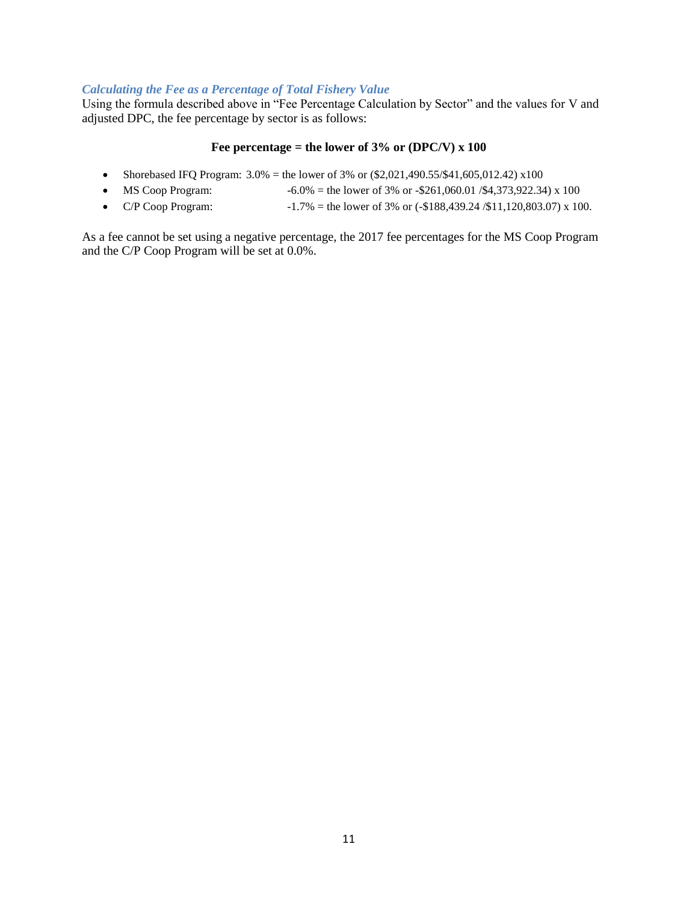### *Calculating the Fee as a Percentage of Total Fishery Value*

Using the formula described above in "Fee Percentage Calculation by Sector" and the values for V and adjusted DPC, the fee percentage by sector is as follows:

**Fee percentage = the lower of 3% or (DPC/V) x 100**

- Shorebased IFQ Program: 3.0% = the lower of 3% or (\$2,021,490.55/\$41,605,012.42) x100
- MS Coop Program: -6.0% = the lower of 3% or -\$261,060.01 /\$4,373,922.34) x 100
- C/P Coop Program: -1.7% = the lower of 3% or (-\$188,439.24 /\$11,120,803.07) x 100.

As a fee cannot be set using a negative percentage, the 2017 fee percentages for the MS Coop Program and the C/P Coop Program will be set at 0.0%.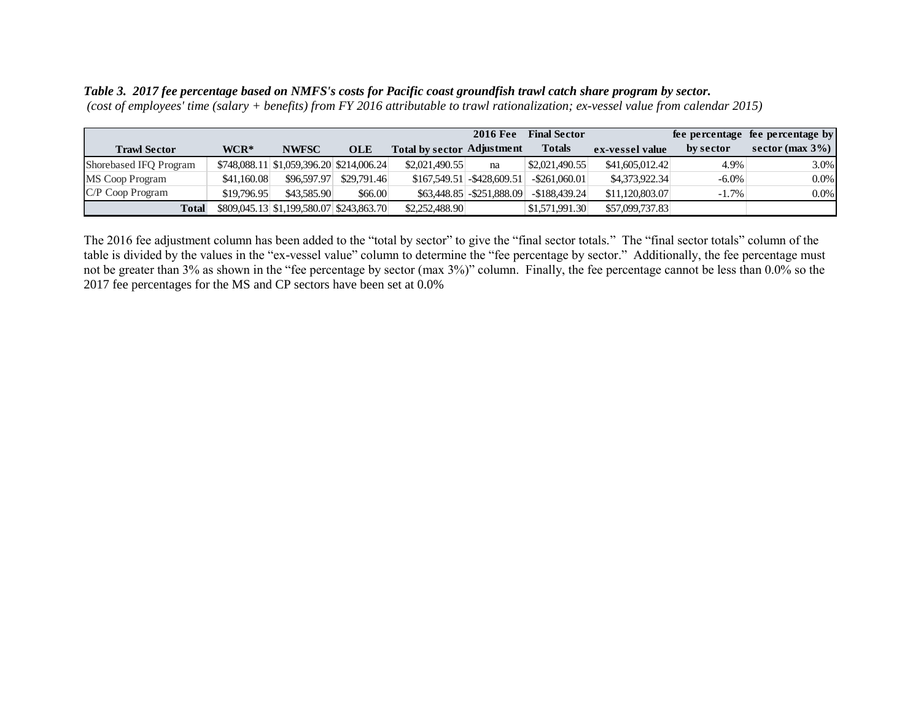***Table 3. 2017 fee percentage based on NMFS's costs for Pacific coast groundfish trawl catch share program by sector.***
*(cost of employees' time (salary + benefits) from FY 2016 attributable to trawl rationalization; ex-vessel value from calendar 2015)*

| Trawl Sector | WCR* | NWFSC | OLE | Total by sector | 2016 Fee Adjustment | Final Sector Totals | ex-vessel value | fee percentage by sector | fee percentage by sector (max 3%) |
|---|---|---|---|---|---|---|---|---|---|
| Shorebased IFQ Program | $748,088.11 | $1,059,396.20 | $214,006.24 | $2,021,490.55 | na | $2,021,490.55 | $41,605,012.42 | 4.9% | 3.0% |
| MS Coop Program | $41,160.08 | $96,597.97 | $29,791.46 | $167,549.51 | -$428,609.51 | -$261,060.01 | $4,373,922.34 | -6.0% | 0.0% |
| C/P Coop Program | $19,796.95 | $43,585.90 | $66.00 | $63,448.85 | -$251,888.09 | -$188,439.24 | $11,120,803.07 | -1.7% | 0.0% |
| **Total** | $809,045.13 | $1,199,580.07 | $243,863.70 | $2,252,488.90 | | $1,571,991.30 | $57,099,737.83 | | |

The 2016 fee adjustment column has been added to the "total by sector" to give the "final sector totals." The "final sector totals" column of the table is divided by the values in the "ex-vessel value" column to determine the "fee percentage by sector." Additionally, the fee percentage must not be greater than 3% as shown in the "fee percentage by sector (max 3%)" column. Finally, the fee percentage cannot be less than 0.0% so the 2017 fee percentages for the MS and CP sectors have been set at 0.0%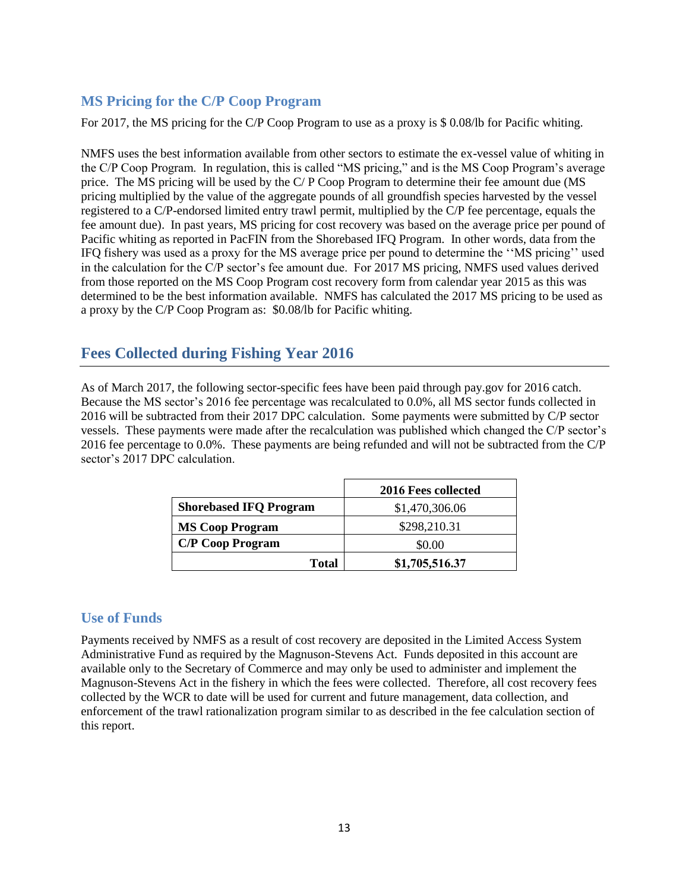### MS Pricing for the C/P Coop Program

For 2017, the MS pricing for the C/P Coop Program to use as a proxy is $ 0.08/lb for Pacific whiting.

NMFS uses the best information available from other sectors to estimate the ex-vessel value of whiting in the C/P Coop Program. In regulation, this is called "MS pricing," and is the MS Coop Program's average price. The MS pricing will be used by the C/ P Coop Program to determine their fee amount due (MS pricing multiplied by the value of the aggregate pounds of all groundfish species harvested by the vessel registered to a C/P-endorsed limited entry trawl permit, multiplied by the C/P fee percentage, equals the fee amount due). In past years, MS pricing for cost recovery was based on the average price per pound of Pacific whiting as reported in PacFIN from the Shorebased IFQ Program. In other words, data from the IFQ fishery was used as a proxy for the MS average price per pound to determine the ''MS pricing'' used in the calculation for the C/P sector's fee amount due. For 2017 MS pricing, NMFS used values derived from those reported on the MS Coop Program cost recovery form from calendar year 2015 as this was determined to be the best information available. NMFS has calculated the 2017 MS pricing to be used as a proxy by the C/P Coop Program as: $0.08/lb for Pacific whiting.

## Fees Collected during Fishing Year 2016

As of March 2017, the following sector-specific fees have been paid through pay.gov for 2016 catch. Because the MS sector's 2016 fee percentage was recalculated to 0.0%, all MS sector funds collected in 2016 will be subtracted from their 2017 DPC calculation. Some payments were submitted by C/P sector vessels. These payments were made after the recalculation was published which changed the C/P sector's 2016 fee percentage to 0.0%. These payments are being refunded and will not be subtracted from the C/P sector's 2017 DPC calculation.

| | **2016 Fees collected** |
|---|---|
| **Shorebased IFQ Program** | $1,470,306.06 |
| **MS Coop Program** | $298,210.31 |
| **C/P Coop Program** | $0.00 |
| **Total** | **$1,705,516.37** |

### Use of Funds

Payments received by NMFS as a result of cost recovery are deposited in the Limited Access System Administrative Fund as required by the Magnuson-Stevens Act. Funds deposited in this account are available only to the Secretary of Commerce and may only be used to administer and implement the Magnuson-Stevens Act in the fishery in which the fees were collected. Therefore, all cost recovery fees collected by the WCR to date will be used for current and future management, data collection, and enforcement of the trawl rationalization program similar to as described in the fee calculation section of this report.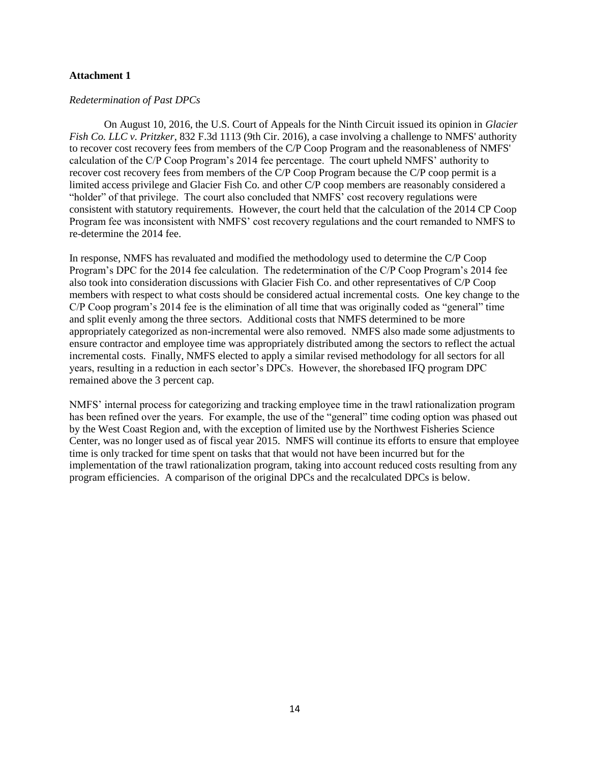**Attachment 1**

*Redetermination of Past DPCs*

On August 10, 2016, the U.S. Court of Appeals for the Ninth Circuit issued its opinion in *Glacier Fish Co. LLC v. Pritzker*, 832 F.3d 1113 (9th Cir. 2016), a case involving a challenge to NMFS' authority to recover cost recovery fees from members of the C/P Coop Program and the reasonableness of NMFS' calculation of the C/P Coop Program's 2014 fee percentage. The court upheld NMFS' authority to recover cost recovery fees from members of the C/P Coop Program because the C/P coop permit is a limited access privilege and Glacier Fish Co. and other C/P coop members are reasonably considered a "holder" of that privilege. The court also concluded that NMFS' cost recovery regulations were consistent with statutory requirements. However, the court held that the calculation of the 2014 CP Coop Program fee was inconsistent with NMFS' cost recovery regulations and the court remanded to NMFS to re-determine the 2014 fee.

In response, NMFS has revaluated and modified the methodology used to determine the C/P Coop Program's DPC for the 2014 fee calculation. The redetermination of the C/P Coop Program's 2014 fee also took into consideration discussions with Glacier Fish Co. and other representatives of C/P Coop members with respect to what costs should be considered actual incremental costs. One key change to the C/P Coop program's 2014 fee is the elimination of all time that was originally coded as "general" time and split evenly among the three sectors. Additional costs that NMFS determined to be more appropriately categorized as non-incremental were also removed. NMFS also made some adjustments to ensure contractor and employee time was appropriately distributed among the sectors to reflect the actual incremental costs. Finally, NMFS elected to apply a similar revised methodology for all sectors for all years, resulting in a reduction in each sector's DPCs. However, the shorebased IFQ program DPC remained above the 3 percent cap.

NMFS' internal process for categorizing and tracking employee time in the trawl rationalization program has been refined over the years. For example, the use of the "general" time coding option was phased out by the West Coast Region and, with the exception of limited use by the Northwest Fisheries Science Center, was no longer used as of fiscal year 2015. NMFS will continue its efforts to ensure that employee time is only tracked for time spent on tasks that that would not have been incurred but for the implementation of the trawl rationalization program, taking into account reduced costs resulting from any program efficiencies. A comparison of the original DPCs and the recalculated DPCs is below.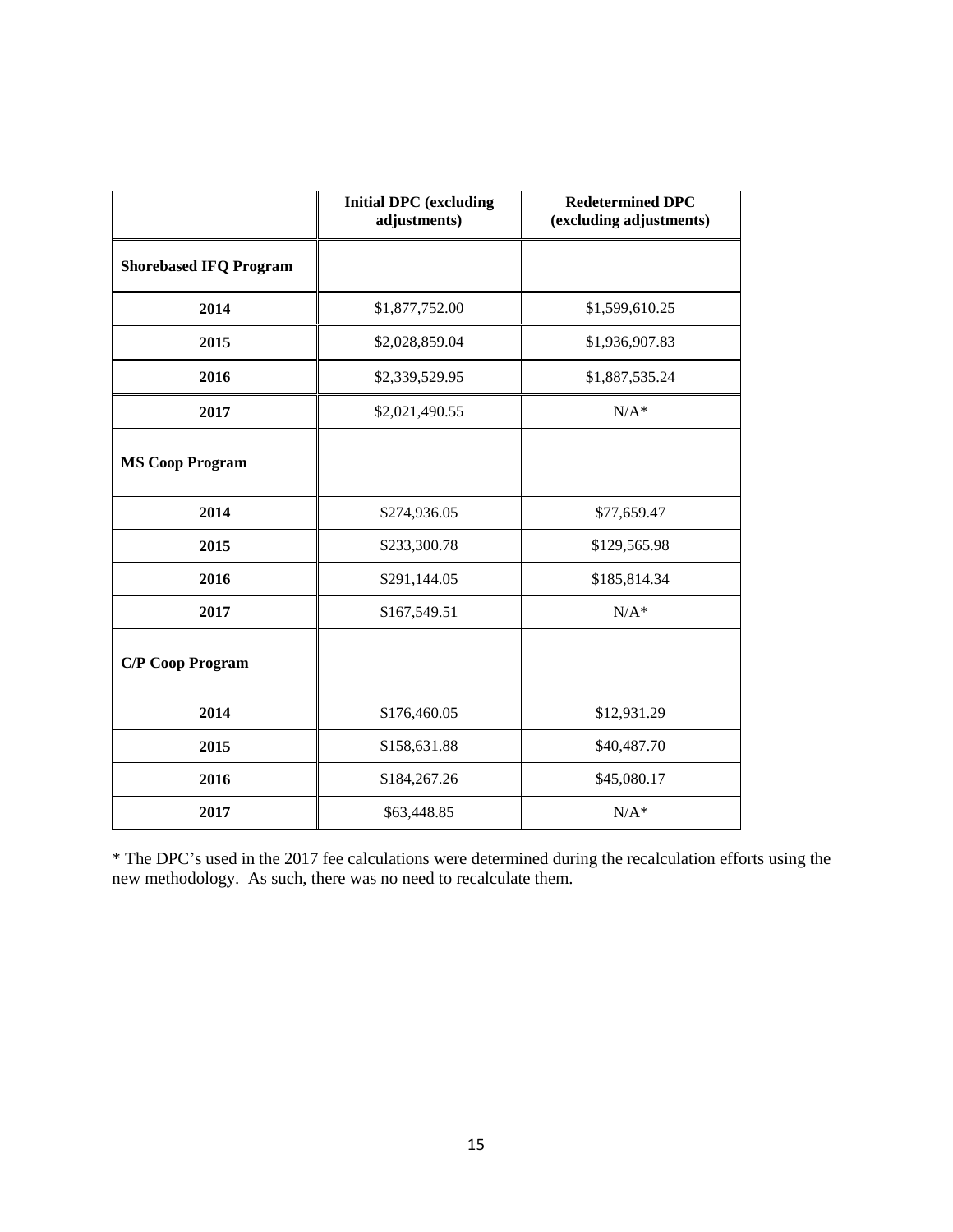| | Initial DPC (excluding adjustments) | Redetermined DPC (excluding adjustments) |
|---|---|---|
| **Shorebased IFQ Program** | | |
| **2014** | $1,877,752.00 | $1,599,610.25 |
| **2015** | $2,028,859.04 | $1,936,907.83 |
| **2016** | $2,339,529.95 | $1,887,535.24 |
| **2017** | $2,021,490.55 | N/A* |
| **MS Coop Program** | | |
| **2014** | $274,936.05 | $77,659.47 |
| **2015** | $233,300.78 | $129,565.98 |
| **2016** | $291,144.05 | $185,814.34 |
| **2017** | $167,549.51 | N/A* |
| **C/P Coop Program** | | |
| **2014** | $176,460.05 | $12,931.29 |
| **2015** | $158,631.88 | $40,487.70 |
| **2016** | $184,267.26 | $45,080.17 |
| **2017** | $63,448.85 | N/A* |

* The DPC's used in the 2017 fee calculations were determined during the recalculation efforts using the new methodology. As such, there was no need to recalculate them.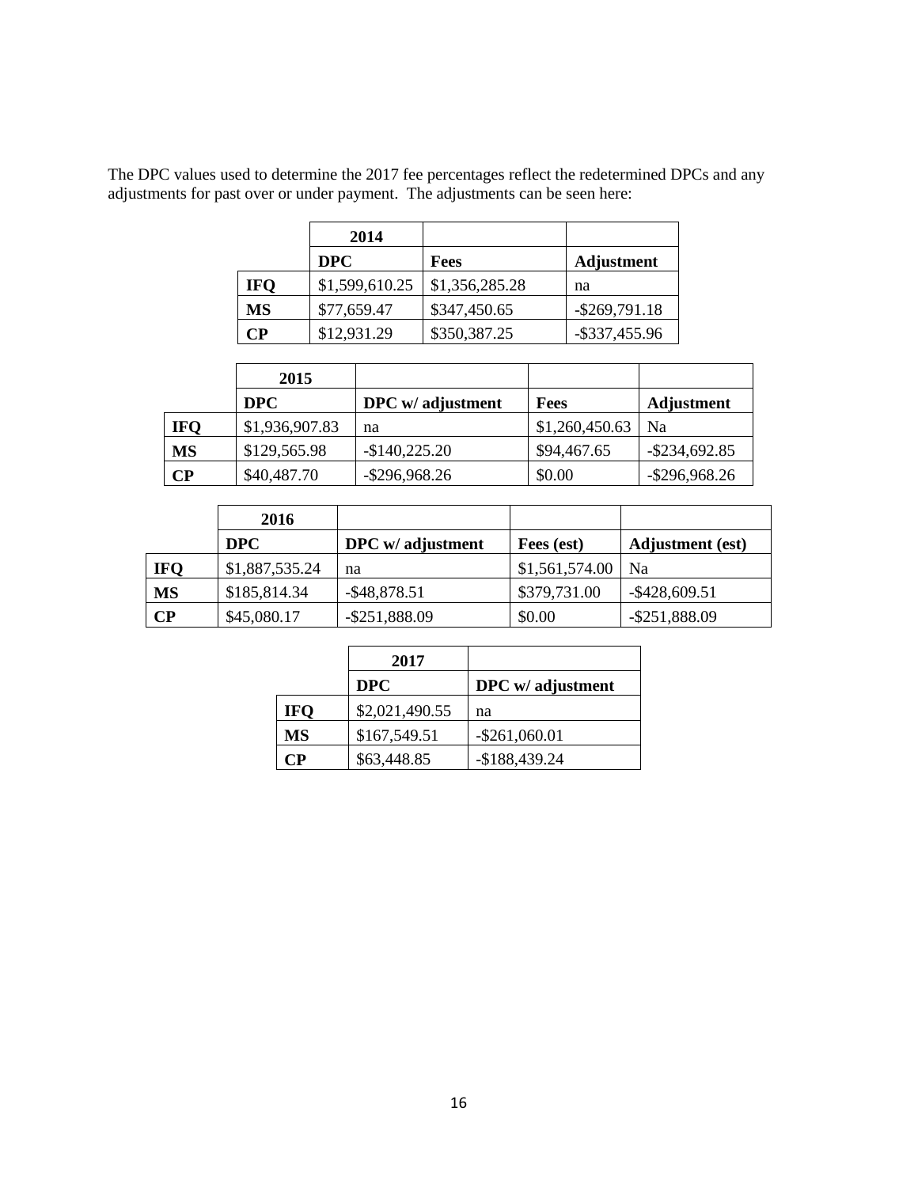The DPC values used to determine the 2017 fee percentages reflect the redetermined DPCs and any adjustments for past over or under payment. The adjustments can be seen here:

| | 2014 | | |
|---|---|---|---|
| | **DPC** | **Fees** | **Adjustment** |
| **IFQ** | $1,599,610.25 | $1,356,285.28 | na |
| **MS** | $77,659.47 | $347,450.65 | -$269,791.18 |
| **CP** | $12,931.29 | $350,387.25 | -$337,455.96 |

| | 2015 | | | |
|---|---|---|---|---|
| | **DPC** | **DPC w/ adjustment** | **Fees** | **Adjustment** |
| **IFQ** | $1,936,907.83 | na | $1,260,450.63 | Na |
| **MS** | $129,565.98 | -$140,225.20 | $94,467.65 | -$234,692.85 |
| **CP** | $40,487.70 | -$296,968.26 | $0.00 | -$296,968.26 |

| | 2016 | | | |
|---|---|---|---|---|
| | **DPC** | **DPC w/ adjustment** | **Fees (est)** | **Adjustment (est)** |
| **IFQ** | $1,887,535.24 | na | $1,561,574.00 | Na |
| **MS** | $185,814.34 | -$48,878.51 | $379,731.00 | -$428,609.51 |
| **CP** | $45,080.17 | -$251,888.09 | $0.00 | -$251,888.09 |

| | 2017 | |
|---|---|---|
| | **DPC** | **DPC w/ adjustment** |
| **IFQ** | $2,021,490.55 | na |
| **MS** | $167,549.51 | -$261,060.01 |
| **CP** | $63,448.85 | -$188,439.24 |